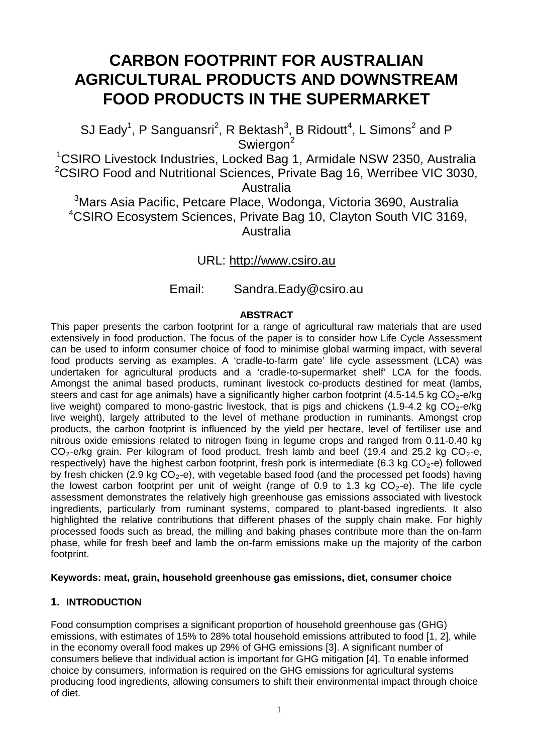# CARBON FOOTPRINT FOR AUSTRALIAN AGRICULTURAL PRODUCTS AND DOWNSTREAM FOOD PRODUCTS IN THE SUPERMARKET

SJ Eady[1], P Sanguansri[2], R Bektash[3], B Ridoutt[4], L Simons[2] and P Swiergon[2]

[1]CSIRO Livestock Industries, Locked Bag 1, Armidale NSW 2350, Australia
[2]CSIRO Food and Nutritional Sciences, Private Bag 16, Werribee VIC 3030, Australia
[3]Mars Asia Pacific, Petcare Place, Wodonga, Victoria 3690, Australia
[4]CSIRO Ecosystem Sciences, Private Bag 10, Clayton South VIC 3169, Australia

URL: http://www.csiro.au

Email: Sandra.Eady@csiro.au

**ABSTRACT**

This paper presents the carbon footprint for a range of agricultural raw materials that are used extensively in food production. The focus of the paper is to consider how Life Cycle Assessment can be used to inform consumer choice of food to minimise global warming impact, with several food products serving as examples. A 'cradle-to-farm gate' life cycle assessment (LCA) was undertaken for agricultural products and a 'cradle-to-supermarket shelf' LCA for the foods. Amongst the animal based products, ruminant livestock co-products destined for meat (lambs, steers and cast for age animals) have a significantly higher carbon footprint (4.5-14.5 kg $CO_2$-e/kg live weight) compared to mono-gastric livestock, that is pigs and chickens (1.9-4.2 kg $CO_2$-e/kg live weight), largely attributed to the level of methane production in ruminants. Amongst crop products, the carbon footprint is influenced by the yield per hectare, level of fertiliser use and nitrous oxide emissions related to nitrogen fixing in legume crops and ranged from 0.11-0.40 kg $CO_2$-e/kg grain. Per kilogram of food product, fresh lamb and beef (19.4 and 25.2 kg $CO_2$-e, respectively) have the highest carbon footprint, fresh pork is intermediate (6.3 kg $CO_2$-e) followed by fresh chicken (2.9 kg $CO_2$-e), with vegetable based food (and the processed pet foods) having the lowest carbon footprint per unit of weight (range of 0.9 to 1.3 kg $CO_2$-e). The life cycle assessment demonstrates the relatively high greenhouse gas emissions associated with livestock ingredients, particularly from ruminant systems, compared to plant-based ingredients. It also highlighted the relative contributions that different phases of the supply chain make. For highly processed foods such as bread, the milling and baking phases contribute more than the on-farm phase, while for fresh beef and lamb the on-farm emissions make up the majority of the carbon footprint.

**Keywords: meat, grain, household greenhouse gas emissions, diet, consumer choice**

## 1. INTRODUCTION

Food consumption comprises a significant proportion of household greenhouse gas (GHG) emissions, with estimates of 15% to 28% total household emissions attributed to food [1, 2], while in the economy overall food makes up 29% of GHG emissions [3]. A significant number of consumers believe that individual action is important for GHG mitigation [4]. To enable informed choice by consumers, information is required on the GHG emissions for agricultural systems producing food ingredients, allowing consumers to shift their environmental impact through choice of diet.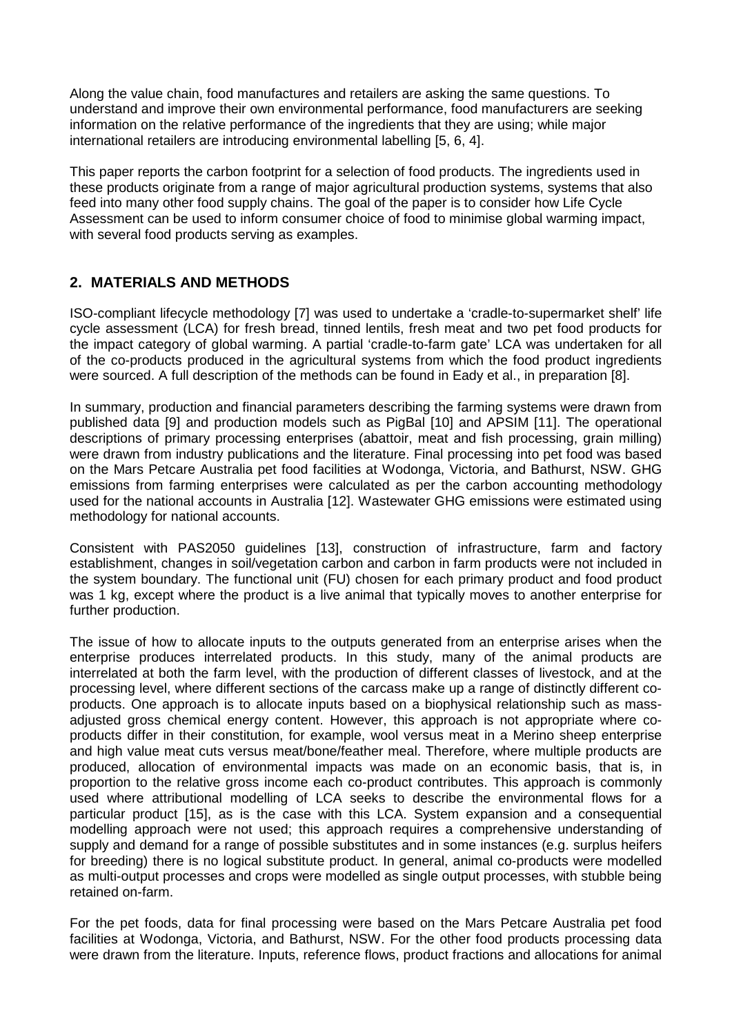Along the value chain, food manufactures and retailers are asking the same questions. To understand and improve their own environmental performance, food manufacturers are seeking information on the relative performance of the ingredients that they are using; while major international retailers are introducing environmental labelling [5, 6, 4].

This paper reports the carbon footprint for a selection of food products. The ingredients used in these products originate from a range of major agricultural production systems, systems that also feed into many other food supply chains. The goal of the paper is to consider how Life Cycle Assessment can be used to inform consumer choice of food to minimise global warming impact, with several food products serving as examples.

## 2. MATERIALS AND METHODS

ISO-compliant lifecycle methodology [7] was used to undertake a 'cradle-to-supermarket shelf' life cycle assessment (LCA) for fresh bread, tinned lentils, fresh meat and two pet food products for the impact category of global warming. A partial 'cradle-to-farm gate' LCA was undertaken for all of the co-products produced in the agricultural systems from which the food product ingredients were sourced. A full description of the methods can be found in Eady et al., in preparation [8].

In summary, production and financial parameters describing the farming systems were drawn from published data [9] and production models such as PigBal [10] and APSIM [11]. The operational descriptions of primary processing enterprises (abattoir, meat and fish processing, grain milling) were drawn from industry publications and the literature. Final processing into pet food was based on the Mars Petcare Australia pet food facilities at Wodonga, Victoria, and Bathurst, NSW. GHG emissions from farming enterprises were calculated as per the carbon accounting methodology used for the national accounts in Australia [12]. Wastewater GHG emissions were estimated using methodology for national accounts.

Consistent with PAS2050 guidelines [13], construction of infrastructure, farm and factory establishment, changes in soil/vegetation carbon and carbon in farm products were not included in the system boundary. The functional unit (FU) chosen for each primary product and food product was 1 kg, except where the product is a live animal that typically moves to another enterprise for further production.

The issue of how to allocate inputs to the outputs generated from an enterprise arises when the enterprise produces interrelated products. In this study, many of the animal products are interrelated at both the farm level, with the production of different classes of livestock, and at the processing level, where different sections of the carcass make up a range of distinctly different co-products. One approach is to allocate inputs based on a biophysical relationship such as mass-adjusted gross chemical energy content. However, this approach is not appropriate where co-products differ in their constitution, for example, wool versus meat in a Merino sheep enterprise and high value meat cuts versus meat/bone/feather meal. Therefore, where multiple products are produced, allocation of environmental impacts was made on an economic basis, that is, in proportion to the relative gross income each co-product contributes. This approach is commonly used where attributional modelling of LCA seeks to describe the environmental flows for a particular product [15], as is the case with this LCA. System expansion and a consequential modelling approach were not used; this approach requires a comprehensive understanding of supply and demand for a range of possible substitutes and in some instances (e.g. surplus heifers for breeding) there is no logical substitute product. In general, animal co-products were modelled as multi-output processes and crops were modelled as single output processes, with stubble being retained on-farm.

For the pet foods, data for final processing were based on the Mars Petcare Australia pet food facilities at Wodonga, Victoria, and Bathurst, NSW. For the other food products processing data were drawn from the literature. Inputs, reference flows, product fractions and allocations for animal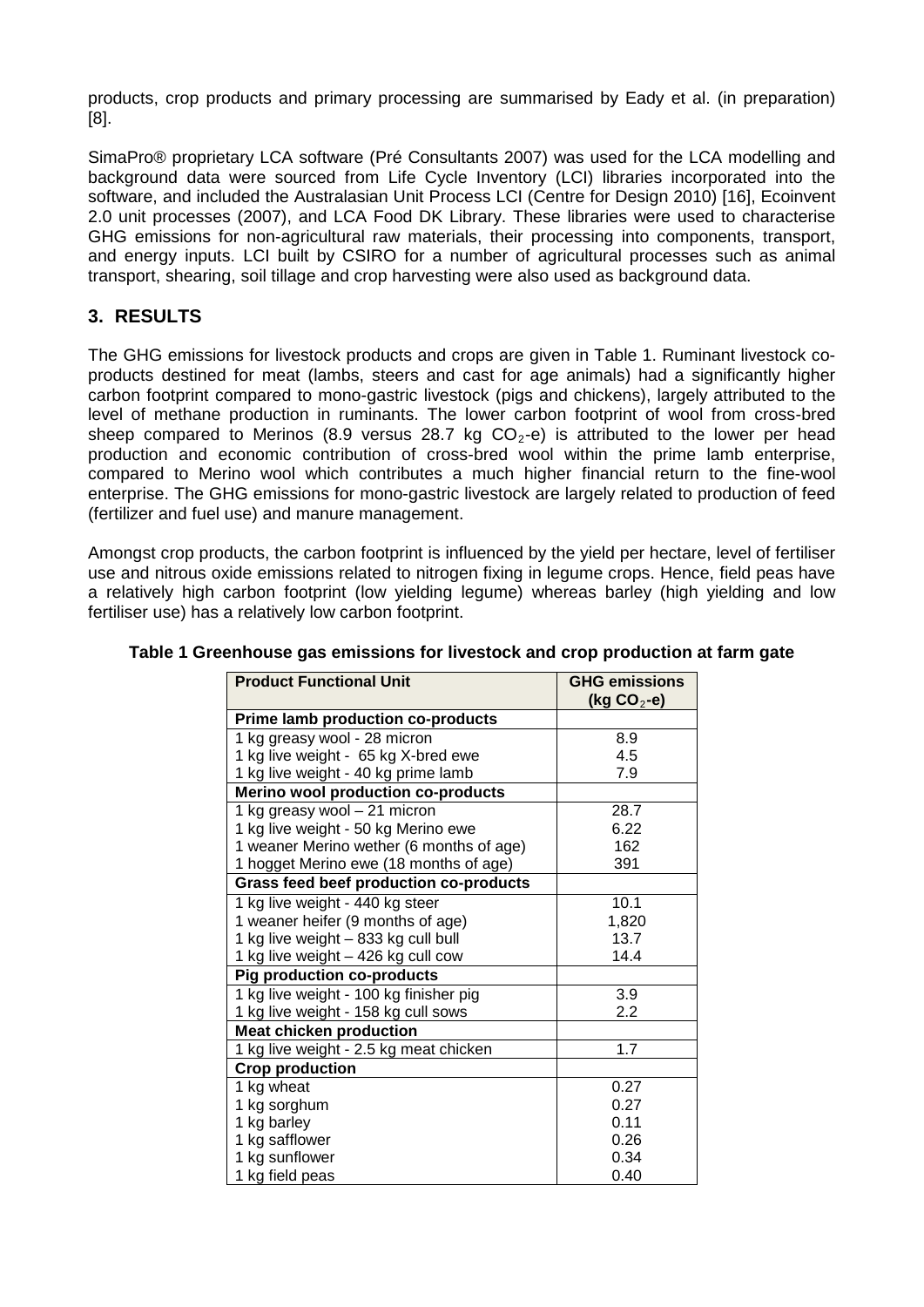products, crop products and primary processing are summarised by Eady et al. (in preparation) [8].

SimaPro® proprietary LCA software (Pré Consultants 2007) was used for the LCA modelling and background data were sourced from Life Cycle Inventory (LCI) libraries incorporated into the software, and included the Australasian Unit Process LCI (Centre for Design 2010) [16], Ecoinvent 2.0 unit processes (2007), and LCA Food DK Library. These libraries were used to characterise GHG emissions for non-agricultural raw materials, their processing into components, transport, and energy inputs. LCI built by CSIRO for a number of agricultural processes such as animal transport, shearing, soil tillage and crop harvesting were also used as background data.

## 3. RESULTS

The GHG emissions for livestock products and crops are given in Table 1. Ruminant livestock co-products destined for meat (lambs, steers and cast for age animals) had a significantly higher carbon footprint compared to mono-gastric livestock (pigs and chickens), largely attributed to the level of methane production in ruminants. The lower carbon footprint of wool from cross-bred sheep compared to Merinos (8.9 versus 28.7 kg $CO_2$-e) is attributed to the lower per head production and economic contribution of cross-bred wool within the prime lamb enterprise, compared to Merino wool which contributes a much higher financial return to the fine-wool enterprise. The GHG emissions for mono-gastric livestock are largely related to production of feed (fertilizer and fuel use) and manure management.

Amongst crop products, the carbon footprint is influenced by the yield per hectare, level of fertiliser use and nitrous oxide emissions related to nitrogen fixing in legume crops. Hence, field peas have a relatively high carbon footprint (low yielding legume) whereas barley (high yielding and low fertiliser use) has a relatively low carbon footprint.

**Table 1 Greenhouse gas emissions for livestock and crop production at farm gate**

| Product Functional Unit | GHG emissions (kg $CO_2$-e) |
|---|---|
| **Prime lamb production co-products** | |
| 1 kg greasy wool - 28 micron | 8.9 |
| 1 kg live weight - 65 kg X-bred ewe | 4.5 |
| 1 kg live weight - 40 kg prime lamb | 7.9 |
| **Merino wool production co-products** | |
| 1 kg greasy wool – 21 micron | 28.7 |
| 1 kg live weight - 50 kg Merino ewe | 6.22 |
| 1 weaner Merino wether (6 months of age) | 162 |
| 1 hogget Merino ewe (18 months of age) | 391 |
| **Grass feed beef production co-products** | |
| 1 kg live weight - 440 kg steer | 10.1 |
| 1 weaner heifer (9 months of age) | 1,820 |
| 1 kg live weight – 833 kg cull bull | 13.7 |
| 1 kg live weight – 426 kg cull cow | 14.4 |
| **Pig production co-products** | |
| 1 kg live weight - 100 kg finisher pig | 3.9 |
| 1 kg live weight - 158 kg cull sows | 2.2 |
| **Meat chicken production** | |
| 1 kg live weight - 2.5 kg meat chicken | 1.7 |
| **Crop production** | |
| 1 kg wheat | 0.27 |
| 1 kg sorghum | 0.27 |
| 1 kg barley | 0.11 |
| 1 kg safflower | 0.26 |
| 1 kg sunflower | 0.34 |
| 1 kg field peas | 0.40 |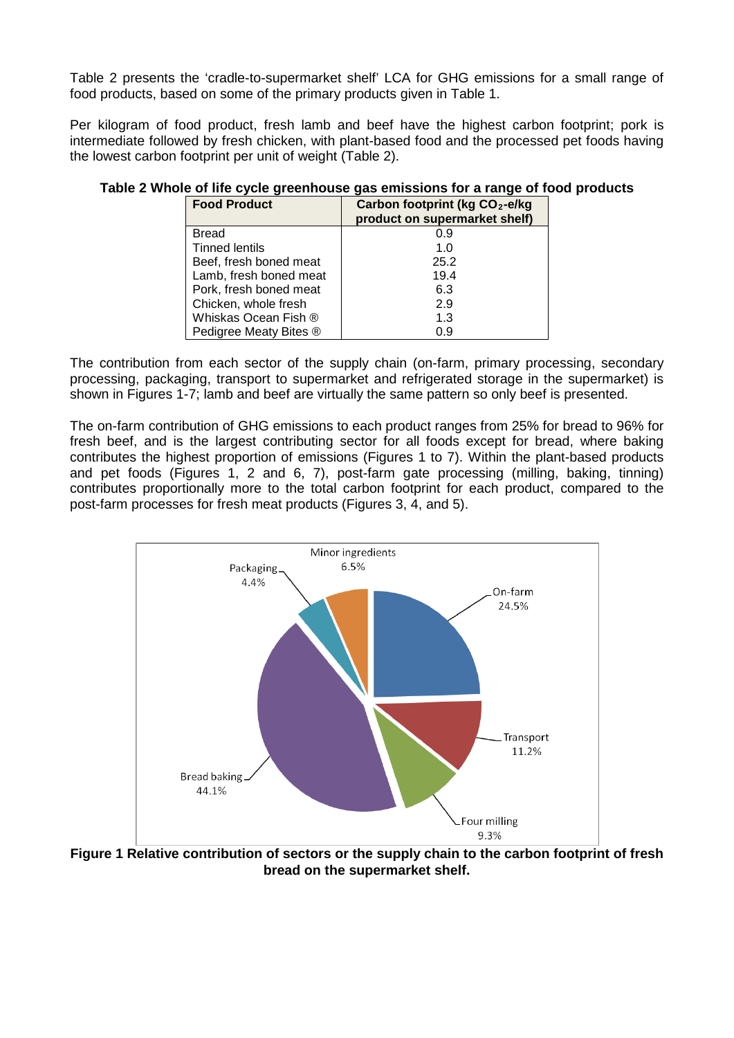Table 2 presents the 'cradle-to-supermarket shelf' LCA for GHG emissions for a small range of food products, based on some of the primary products given in Table 1.

Per kilogram of food product, fresh lamb and beef have the highest carbon footprint; pork is intermediate followed by fresh chicken, with plant-based food and the processed pet foods having the lowest carbon footprint per unit of weight (Table 2).

**Table 2 Whole of life cycle greenhouse gas emissions for a range of food products**

| Food Product | Carbon footprint (kg $CO_2$-e/kg product on supermarket shelf) |
|---|---|
| Bread | 0.9 |
| Tinned lentils | 1.0 |
| Beef, fresh boned meat | 25.2 |
| Lamb, fresh boned meat | 19.4 |
| Pork, fresh boned meat | 6.3 |
| Chicken, whole fresh | 2.9 |
| Whiskas Ocean Fish ® | 1.3 |
| Pedigree Meaty Bites ® | 0.9 |

The contribution from each sector of the supply chain (on-farm, primary processing, secondary processing, packaging, transport to supermarket and refrigerated storage in the supermarket) is shown in Figures 1-7; lamb and beef are virtually the same pattern so only beef is presented.

The on-farm contribution of GHG emissions to each product ranges from 25% for bread to 96% for fresh beef, and is the largest contributing sector for all foods except for bread, where baking contributes the highest proportion of emissions (Figures 1 to 7). Within the plant-based products and pet foods (Figures 1, 2 and 6, 7), post-farm gate processing (milling, baking, tinning) contributes proportionally more to the total carbon footprint for each product, compared to the post-farm processes for fresh meat products (Figures 3, 4, and 5).

| Sector | Contribution |
|---|---|
| On-farm | 24.5% |
| Transport | 11.2% |
| Four milling | 9.3% |
| Bread baking | 44.1% |
| Packaging | 4.4% |
| Minor ingredients | 6.5% |

**Figure 1 Relative contribution of sectors or the supply chain to the carbon footprint of fresh bread on the supermarket shelf.**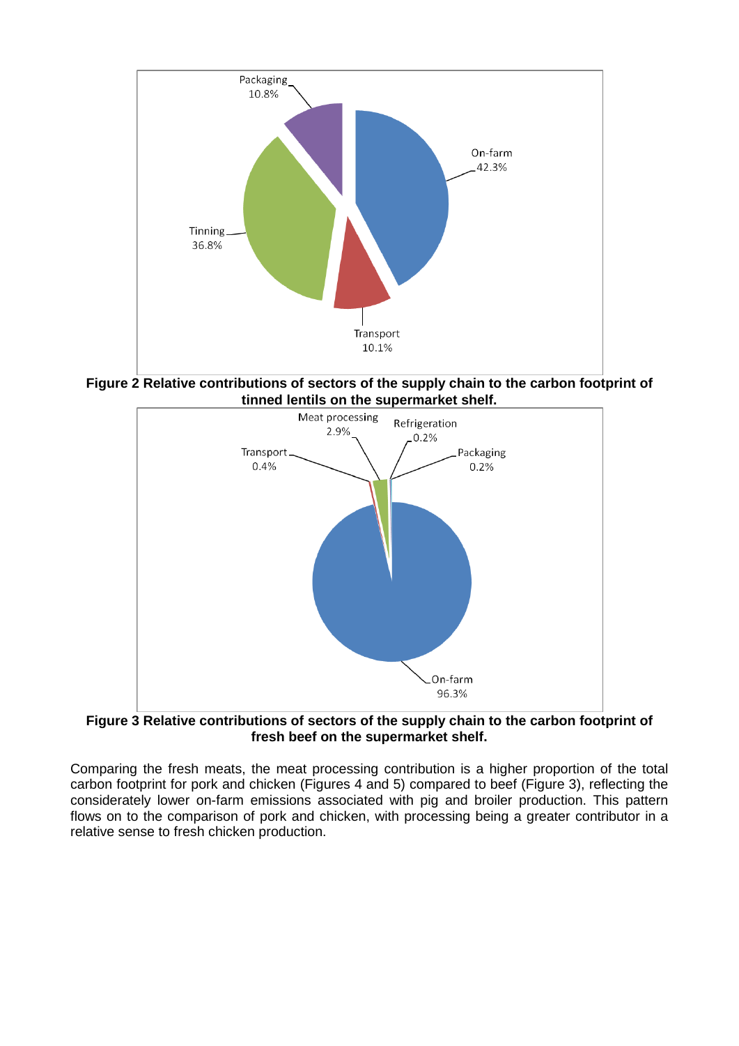Packaging 10.8%

On-farm 42.3%

Tinning 36.8%

Transport 10.1%

**Figure 2 Relative contributions of sectors of the supply chain to the carbon footprint of tinned lentils on the supermarket shelf.**

Meat processing 2.9%

Refrigeration 0.2%

Transport 0.4%

Packaging 0.2%

On-farm 96.3%

**Figure 3 Relative contributions of sectors of the supply chain to the carbon footprint of fresh beef on the supermarket shelf.**

Comparing the fresh meats, the meat processing contribution is a higher proportion of the total carbon footprint for pork and chicken (Figures 4 and 5) compared to beef (Figure 3), reflecting the considerately lower on-farm emissions associated with pig and broiler production. This pattern flows on to the comparison of pork and chicken, with processing being a greater contributor in a relative sense to fresh chicken production.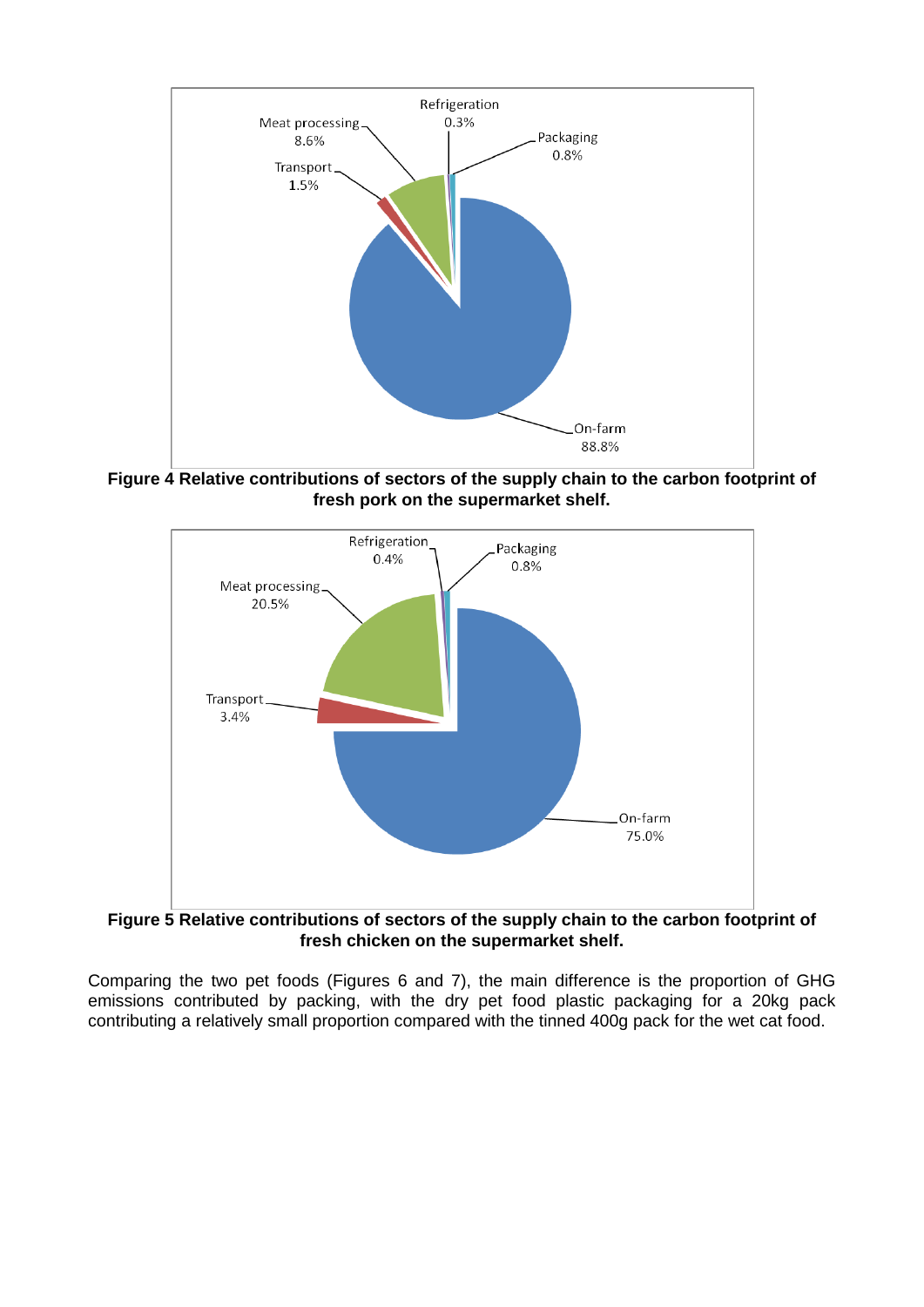**Figure 4 Relative contributions of sectors of the supply chain to the carbon footprint of fresh pork on the supermarket shelf.**

**Figure 5 Relative contributions of sectors of the supply chain to the carbon footprint of fresh chicken on the supermarket shelf.**

Comparing the two pet foods (Figures 6 and 7), the main difference is the proportion of GHG emissions contributed by packing, with the dry pet food plastic packaging for a 20kg pack contributing a relatively small proportion compared with the tinned 400g pack for the wet cat food.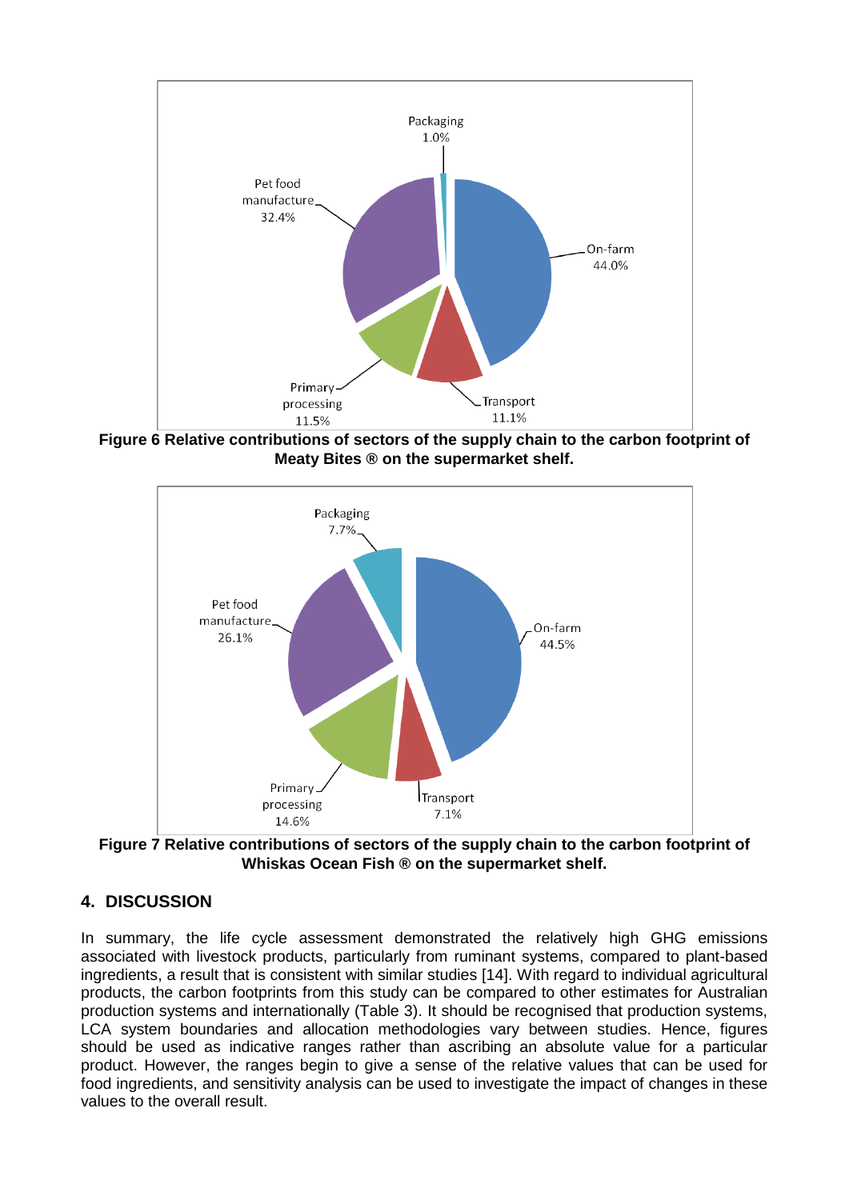Figure 6 Relative contributions of sectors of the supply chain to the carbon footprint of Meaty Bites ® on the supermarket shelf.

Figure 7 Relative contributions of sectors of the supply chain to the carbon footprint of Whiskas Ocean Fish ® on the supermarket shelf.

## 4. DISCUSSION

In summary, the life cycle assessment demonstrated the relatively high GHG emissions associated with livestock products, particularly from ruminant systems, compared to plant-based ingredients, a result that is consistent with similar studies [14]. With regard to individual agricultural products, the carbon footprints from this study can be compared to other estimates for Australian production systems and internationally (Table 3). It should be recognised that production systems, LCA system boundaries and allocation methodologies vary between studies. Hence, figures should be used as indicative ranges rather than ascribing an absolute value for a particular product. However, the ranges begin to give a sense of the relative values that can be used for food ingredients, and sensitivity analysis can be used to investigate the impact of changes in these values to the overall result.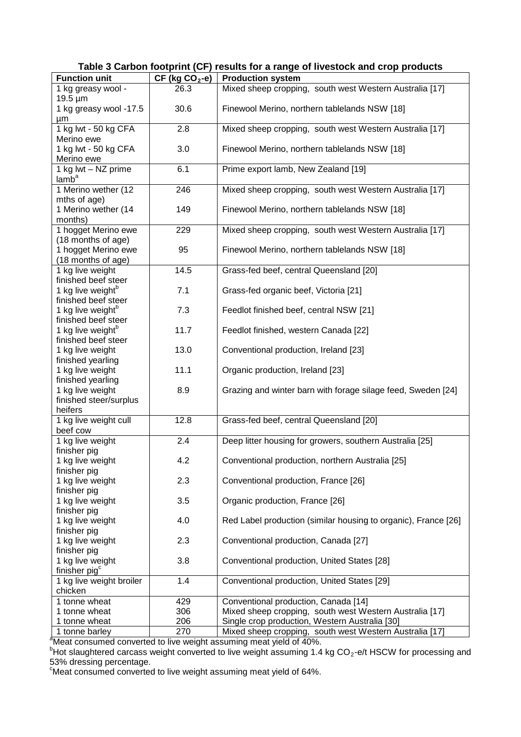**Table 3 Carbon footprint (CF) results for a range of livestock and crop products**

| Function unit | CF (kg $CO_2$-e) | Production system |
|---|---|---|
| 1 kg greasy wool - 19.5 µm | 26.3 | Mixed sheep cropping, south west Western Australia [17] |
| 1 kg greasy wool -17.5 µm | 30.6 | Finewool Merino, northern tablelands NSW [18] |
| 1 kg lwt - 50 kg CFA Merino ewe | 2.8 | Mixed sheep cropping, south west Western Australia [17] |
| 1 kg lwt - 50 kg CFA Merino ewe | 3.0 | Finewool Merino, northern tablelands NSW [18] |
| 1 kg lwt – NZ prime lamb[a] | 6.1 | Prime export lamb, New Zealand [19] |
| 1 Merino wether (12 mths of age) | 246 | Mixed sheep cropping, south west Western Australia [17] |
| 1 Merino wether (14 months) | 149 | Finewool Merino, northern tablelands NSW [18] |
| 1 hogget Merino ewe (18 months of age) | 229 | Mixed sheep cropping, south west Western Australia [17] |
| 1 hogget Merino ewe (18 months of age) | 95 | Finewool Merino, northern tablelands NSW [18] |
| 1 kg live weight finished beef steer | 14.5 | Grass-fed beef, central Queensland [20] |
| 1 kg live weight[b] finished beef steer | 7.1 | Grass-fed organic beef, Victoria [21] |
| 1 kg live weight[b] finished beef steer | 7.3 | Feedlot finished beef, central NSW [21] |
| 1 kg live weight[b] finished beef steer | 11.7 | Feedlot finished, western Canada [22] |
| 1 kg live weight finished yearling | 13.0 | Conventional production, Ireland [23] |
| 1 kg live weight finished yearling | 11.1 | Organic production, Ireland [23] |
| 1 kg live weight finished steer/surplus heifers | 8.9 | Grazing and winter barn with forage silage feed, Sweden [24] |
| 1 kg live weight cull beef cow | 12.8 | Grass-fed beef, central Queensland [20] |
| 1 kg live weight finisher pig | 2.4 | Deep litter housing for growers, southern Australia [25] |
| 1 kg live weight finisher pig | 4.2 | Conventional production, northern Australia [25] |
| 1 kg live weight finisher pig | 2.3 | Conventional production, France [26] |
| 1 kg live weight finisher pig | 3.5 | Organic production, France [26] |
| 1 kg live weight finisher pig | 4.0 | Red Label production (similar housing to organic), France [26] |
| 1 kg live weight finisher pig | 2.3 | Conventional production, Canada [27] |
| 1 kg live weight finisher pig[c] | 3.8 | Conventional production, United States [28] |
| 1 kg live weight broiler chicken | 1.4 | Conventional production, United States [29] |
| 1 tonne wheat | 429 | Conventional production, Canada [14] |
| 1 tonne wheat | 306 | Mixed sheep cropping, south west Western Australia [17] |
| 1 tonne wheat | 206 | Single crop production, Western Australia [30] |
| 1 tonne barley | 270 | Mixed sheep cropping, south west Western Australia [17] |

[a]Meat consumed converted to live weight assuming meat yield of 40%.
[b]Hot slaughtered carcass weight converted to live weight assuming 1.4 kg $CO_2$-e/t HSCW for processing and 53% dressing percentage.
[c]Meat consumed converted to live weight assuming meat yield of 64%.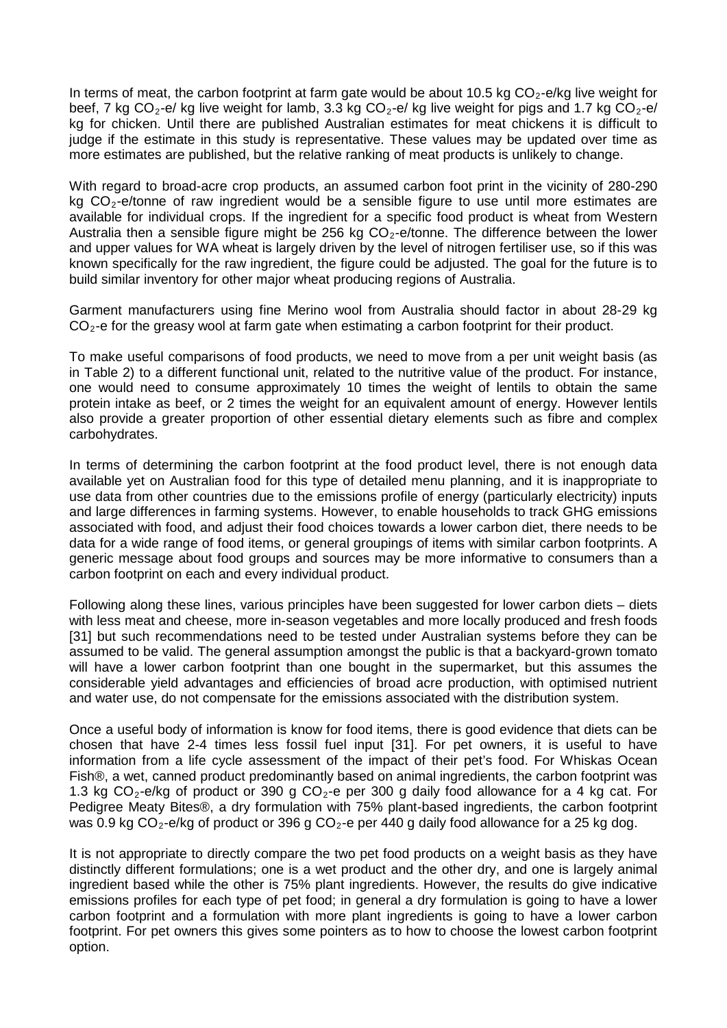In terms of meat, the carbon footprint at farm gate would be about 10.5 kg $CO_2$-e/kg live weight for beef, 7 kg $CO_2$-e/ kg live weight for lamb, 3.3 kg $CO_2$-e/ kg live weight for pigs and 1.7 kg $CO_2$-e/ kg for chicken. Until there are published Australian estimates for meat chickens it is difficult to judge if the estimate in this study is representative. These values may be updated over time as more estimates are published, but the relative ranking of meat products is unlikely to change.

With regard to broad-acre crop products, an assumed carbon foot print in the vicinity of 280-290 kg $CO_2$-e/tonne of raw ingredient would be a sensible figure to use until more estimates are available for individual crops. If the ingredient for a specific food product is wheat from Western Australia then a sensible figure might be 256 kg $CO_2$-e/tonne. The difference between the lower and upper values for WA wheat is largely driven by the level of nitrogen fertiliser use, so if this was known specifically for the raw ingredient, the figure could be adjusted. The goal for the future is to build similar inventory for other major wheat producing regions of Australia.

Garment manufacturers using fine Merino wool from Australia should factor in about 28-29 kg $CO_2$-e for the greasy wool at farm gate when estimating a carbon footprint for their product.

To make useful comparisons of food products, we need to move from a per unit weight basis (as in Table 2) to a different functional unit, related to the nutritive value of the product. For instance, one would need to consume approximately 10 times the weight of lentils to obtain the same protein intake as beef, or 2 times the weight for an equivalent amount of energy. However lentils also provide a greater proportion of other essential dietary elements such as fibre and complex carbohydrates.

In terms of determining the carbon footprint at the food product level, there is not enough data available yet on Australian food for this type of detailed menu planning, and it is inappropriate to use data from other countries due to the emissions profile of energy (particularly electricity) inputs and large differences in farming systems. However, to enable households to track GHG emissions associated with food, and adjust their food choices towards a lower carbon diet, there needs to be data for a wide range of food items, or general groupings of items with similar carbon footprints. A generic message about food groups and sources may be more informative to consumers than a carbon footprint on each and every individual product.

Following along these lines, various principles have been suggested for lower carbon diets – diets with less meat and cheese, more in-season vegetables and more locally produced and fresh foods [31] but such recommendations need to be tested under Australian systems before they can be assumed to be valid. The general assumption amongst the public is that a backyard-grown tomato will have a lower carbon footprint than one bought in the supermarket, but this assumes the considerable yield advantages and efficiencies of broad acre production, with optimised nutrient and water use, do not compensate for the emissions associated with the distribution system.

Once a useful body of information is know for food items, there is good evidence that diets can be chosen that have 2-4 times less fossil fuel input [31]. For pet owners, it is useful to have information from a life cycle assessment of the impact of their pet's food. For Whiskas Ocean Fish®, a wet, canned product predominantly based on animal ingredients, the carbon footprint was 1.3 kg $CO_2$-e/kg of product or 390 g $CO_2$-e per 300 g daily food allowance for a 4 kg cat. For Pedigree Meaty Bites®, a dry formulation with 75% plant-based ingredients, the carbon footprint was 0.9 kg $CO_2$-e/kg of product or 396 g $CO_2$-e per 440 g daily food allowance for a 25 kg dog.

It is not appropriate to directly compare the two pet food products on a weight basis as they have distinctly different formulations; one is a wet product and the other dry, and one is largely animal ingredient based while the other is 75% plant ingredients. However, the results do give indicative emissions profiles for each type of pet food; in general a dry formulation is going to have a lower carbon footprint and a formulation with more plant ingredients is going to have a lower carbon footprint. For pet owners this gives some pointers as to how to choose the lowest carbon footprint option.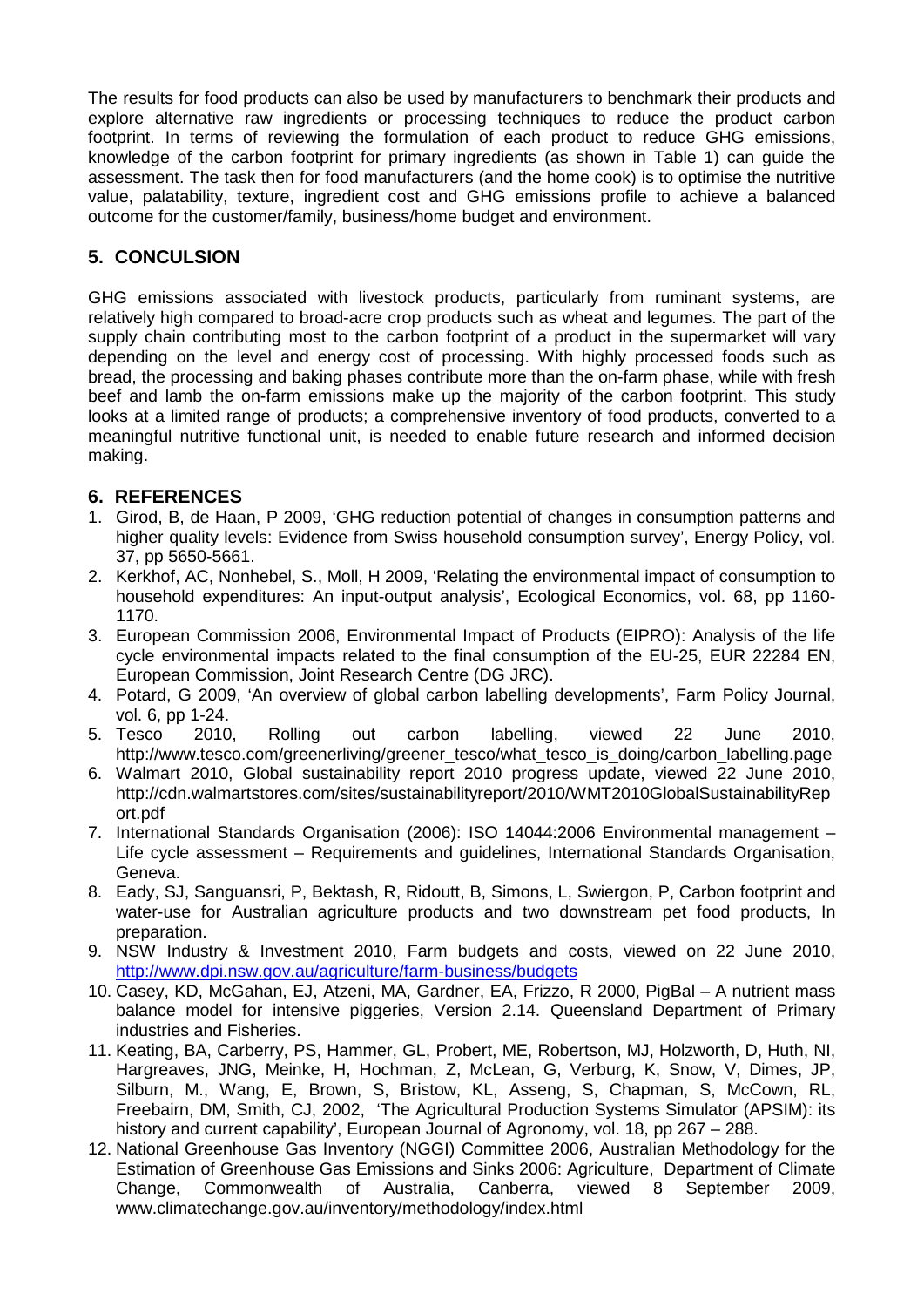The results for food products can also be used by manufacturers to benchmark their products and explore alternative raw ingredients or processing techniques to reduce the product carbon footprint. In terms of reviewing the formulation of each product to reduce GHG emissions, knowledge of the carbon footprint for primary ingredients (as shown in Table 1) can guide the assessment. The task then for food manufacturers (and the home cook) is to optimise the nutritive value, palatability, texture, ingredient cost and GHG emissions profile to achieve a balanced outcome for the customer/family, business/home budget and environment.

## 5. CONCULSION

GHG emissions associated with livestock products, particularly from ruminant systems, are relatively high compared to broad-acre crop products such as wheat and legumes. The part of the supply chain contributing most to the carbon footprint of a product in the supermarket will vary depending on the level and energy cost of processing. With highly processed foods such as bread, the processing and baking phases contribute more than the on-farm phase, while with fresh beef and lamb the on-farm emissions make up the majority of the carbon footprint. This study looks at a limited range of products; a comprehensive inventory of food products, converted to a meaningful nutritive functional unit, is needed to enable future research and informed decision making.

## 6. REFERENCES

1. Girod, B, de Haan, P 2009, 'GHG reduction potential of changes in consumption patterns and higher quality levels: Evidence from Swiss household consumption survey', Energy Policy, vol. 37, pp 5650-5661.
2. Kerkhof, AC, Nonhebel, S., Moll, H 2009, 'Relating the environmental impact of consumption to household expenditures: An input-output analysis', Ecological Economics, vol. 68, pp 1160-1170.
3. European Commission 2006, Environmental Impact of Products (EIPRO): Analysis of the life cycle environmental impacts related to the final consumption of the EU-25, EUR 22284 EN, European Commission, Joint Research Centre (DG JRC).
4. Potard, G 2009, 'An overview of global carbon labelling developments', Farm Policy Journal, vol. 6, pp 1-24.
5. Tesco 2010, Rolling out carbon labelling, viewed 22 June 2010, http://www.tesco.com/greenerliving/greener_tesco/what_tesco_is_doing/carbon_labelling.page
6. Walmart 2010, Global sustainability report 2010 progress update, viewed 22 June 2010, http://cdn.walmartstores.com/sites/sustainabilityreport/2010/WMT2010GlobalSustainabilityReport.pdf
7. International Standards Organisation (2006): ISO 14044:2006 Environmental management – Life cycle assessment – Requirements and guidelines, International Standards Organisation, Geneva.
8. Eady, SJ, Sanguansri, P, Bektash, R, Ridoutt, B, Simons, L, Swiergon, P, Carbon footprint and water-use for Australian agriculture products and two downstream pet food products, In preparation.
9. NSW Industry & Investment 2010, Farm budgets and costs, viewed on 22 June 2010, http://www.dpi.nsw.gov.au/agriculture/farm-business/budgets
10. Casey, KD, McGahan, EJ, Atzeni, MA, Gardner, EA, Frizzo, R 2000, PigBal – A nutrient mass balance model for intensive piggeries, Version 2.14. Queensland Department of Primary industries and Fisheries.
11. Keating, BA, Carberry, PS, Hammer, GL, Probert, ME, Robertson, MJ, Holzworth, D, Huth, NI, Hargreaves, JNG, Meinke, H, Hochman, Z, McLean, G, Verburg, K, Snow, V, Dimes, JP, Silburn, M., Wang, E, Brown, S, Bristow, KL, Asseng, S, Chapman, S, McCown, RL, Freebairn, DM, Smith, CJ, 2002, 'The Agricultural Production Systems Simulator (APSIM): its history and current capability', European Journal of Agronomy, vol. 18, pp 267 – 288.
12. National Greenhouse Gas Inventory (NGGI) Committee 2006, Australian Methodology for the Estimation of Greenhouse Gas Emissions and Sinks 2006: Agriculture, Department of Climate Change, Commonwealth of Australia, Canberra, viewed 8 September 2009, www.climatechange.gov.au/inventory/methodology/index.html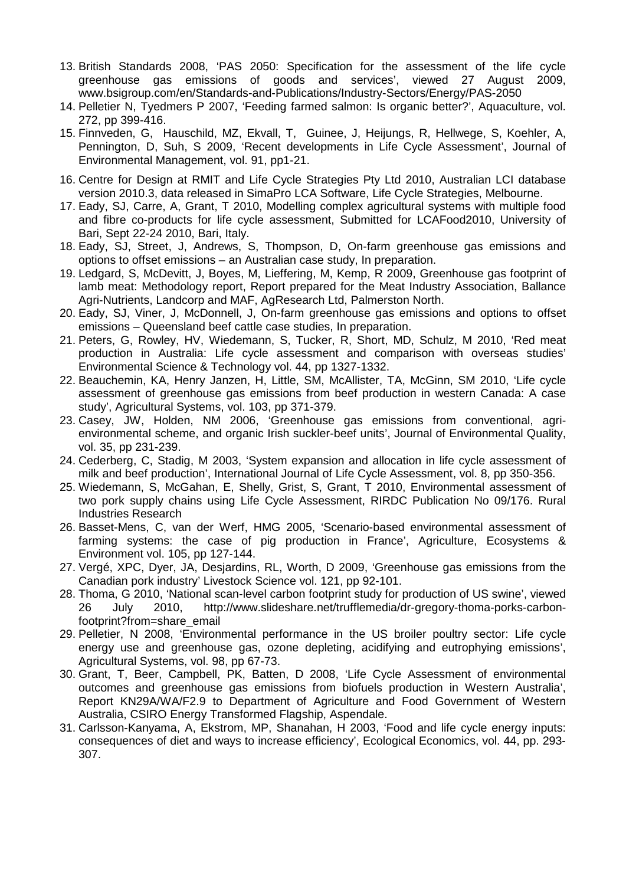13. British Standards 2008, 'PAS 2050: Specification for the assessment of the life cycle greenhouse gas emissions of goods and services', viewed 27 August 2009, www.bsigroup.com/en/Standards-and-Publications/Industry-Sectors/Energy/PAS-2050
14. Pelletier N, Tyedmers P 2007, 'Feeding farmed salmon: Is organic better?', Aquaculture, vol. 272, pp 399-416.
15. Finnveden, G, Hauschild, MZ, Ekvall, T, Guinee, J, Heijungs, R, Hellwege, S, Koehler, A, Pennington, D, Suh, S 2009, 'Recent developments in Life Cycle Assessment', Journal of Environmental Management, vol. 91, pp1-21.
16. Centre for Design at RMIT and Life Cycle Strategies Pty Ltd 2010, Australian LCI database version 2010.3, data released in SimaPro LCA Software, Life Cycle Strategies, Melbourne.
17. Eady, SJ, Carre, A, Grant, T 2010, Modelling complex agricultural systems with multiple food and fibre co-products for life cycle assessment, Submitted for LCAFood2010, University of Bari, Sept 22-24 2010, Bari, Italy.
18. Eady, SJ, Street, J, Andrews, S, Thompson, D, On-farm greenhouse gas emissions and options to offset emissions – an Australian case study, In preparation.
19. Ledgard, S, McDevitt, J, Boyes, M, Lieffering, M, Kemp, R 2009, Greenhouse gas footprint of lamb meat: Methodology report, Report prepared for the Meat Industry Association, Ballance Agri-Nutrients, Landcorp and MAF, AgResearch Ltd, Palmerston North.
20. Eady, SJ, Viner, J, McDonnell, J, On-farm greenhouse gas emissions and options to offset emissions – Queensland beef cattle case studies, In preparation.
21. Peters, G, Rowley, HV, Wiedemann, S, Tucker, R, Short, MD, Schulz, M 2010, 'Red meat production in Australia: Life cycle assessment and comparison with overseas studies' Environmental Science & Technology vol. 44, pp 1327-1332.
22. Beauchemin, KA, Henry Janzen, H, Little, SM, McAllister, TA, McGinn, SM 2010, 'Life cycle assessment of greenhouse gas emissions from beef production in western Canada: A case study', Agricultural Systems, vol. 103, pp 371-379.
23. Casey, JW, Holden, NM 2006, 'Greenhouse gas emissions from conventional, agri-environmental scheme, and organic Irish suckler-beef units', Journal of Environmental Quality, vol. 35, pp 231-239.
24. Cederberg, C, Stadig, M 2003, 'System expansion and allocation in life cycle assessment of milk and beef production', International Journal of Life Cycle Assessment, vol. 8, pp 350-356.
25. Wiedemann, S, McGahan, E, Shelly, Grist, S, Grant, T 2010, Environmental assessment of two pork supply chains using Life Cycle Assessment, RIRDC Publication No 09/176. Rural Industries Research
26. Basset-Mens, C, van der Werf, HMG 2005, 'Scenario-based environmental assessment of farming systems: the case of pig production in France', Agriculture, Ecosystems & Environment vol. 105, pp 127-144.
27. Vergé, XPC, Dyer, JA, Desjardins, RL, Worth, D 2009, 'Greenhouse gas emissions from the Canadian pork industry' Livestock Science vol. 121, pp 92-101.
28. Thoma, G 2010, 'National scan-level carbon footprint study for production of US swine', viewed 26 July 2010, http://www.slideshare.net/trufflemedia/dr-gregory-thoma-porks-carbon-footprint?from=share_email
29. Pelletier, N 2008, 'Environmental performance in the US broiler poultry sector: Life cycle energy use and greenhouse gas, ozone depleting, acidifying and eutrophying emissions', Agricultural Systems, vol. 98, pp 67-73.
30. Grant, T, Beer, Campbell, PK, Batten, D 2008, 'Life Cycle Assessment of environmental outcomes and greenhouse gas emissions from biofuels production in Western Australia', Report KN29A/WA/F2.9 to Department of Agriculture and Food Government of Western Australia, CSIRO Energy Transformed Flagship, Aspendale.
31. Carlsson-Kanyama, A, Ekstrom, MP, Shanahan, H 2003, 'Food and life cycle energy inputs: consequences of diet and ways to increase efficiency', Ecological Economics, vol. 44, pp. 293-307.